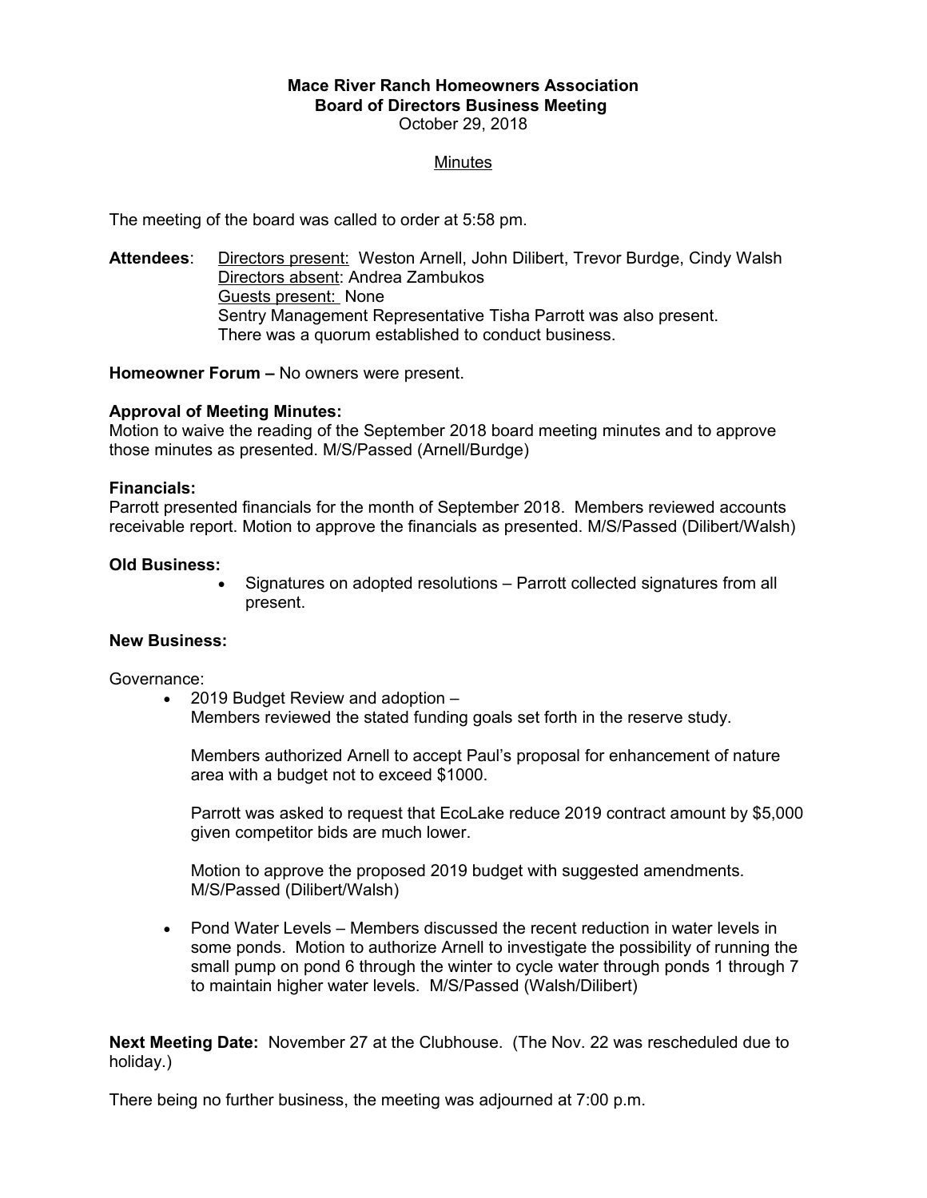**Mace River Ranch Homeowners Association**
**Board of Directors Business Meeting**
October 29, 2018

Minutes

The meeting of the board was called to order at 5:58 pm.

**Attendees**: Directors present: Weston Arnell, John Dilibert, Trevor Burdge, Cindy Walsh
Directors absent: Andrea Zambukos
Guests present: None
Sentry Management Representative Tisha Parrott was also present.
There was a quorum established to conduct business.

**Homeowner Forum –** No owners were present.

**Approval of Meeting Minutes:**
Motion to waive the reading of the September 2018 board meeting minutes and to approve those minutes as presented. M/S/Passed (Arnell/Burdge)

**Financials:**
Parrott presented financials for the month of September 2018. Members reviewed accounts receivable report. Motion to approve the financials as presented. M/S/Passed (Dilibert/Walsh)

**Old Business:**

- Signatures on adopted resolutions – Parrott collected signatures from all present.

**New Business:**

Governance:

- 2019 Budget Review and adoption –
  Members reviewed the stated funding goals set forth in the reserve study.

  Members authorized Arnell to accept Paul's proposal for enhancement of nature area with a budget not to exceed $1000.

  Parrott was asked to request that EcoLake reduce 2019 contract amount by $5,000 given competitor bids are much lower.

  Motion to approve the proposed 2019 budget with suggested amendments. M/S/Passed (Dilibert/Walsh)

- Pond Water Levels – Members discussed the recent reduction in water levels in some ponds. Motion to authorize Arnell to investigate the possibility of running the small pump on pond 6 through the winter to cycle water through ponds 1 through 7 to maintain higher water levels. M/S/Passed (Walsh/Dilibert)

**Next Meeting Date:** November 27 at the Clubhouse. (The Nov. 22 was rescheduled due to holiday.)

There being no further business, the meeting was adjourned at 7:00 p.m.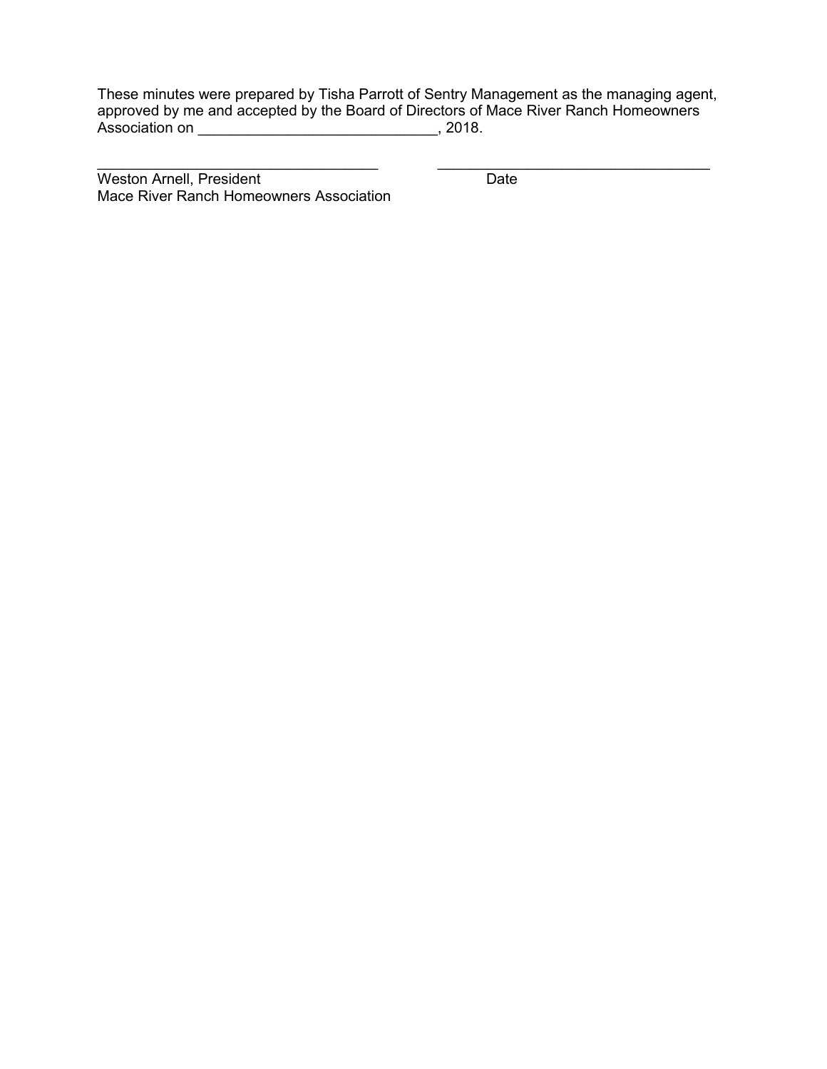These minutes were prepared by Tisha Parrott of Sentry Management as the managing agent, approved by me and accepted by the Board of Directors of Mace River Ranch Homeowners Association on _____________________________, 2018.

___________________________________ ___________________________________

Weston Arnell, President Date

Mace River Ranch Homeowners Association